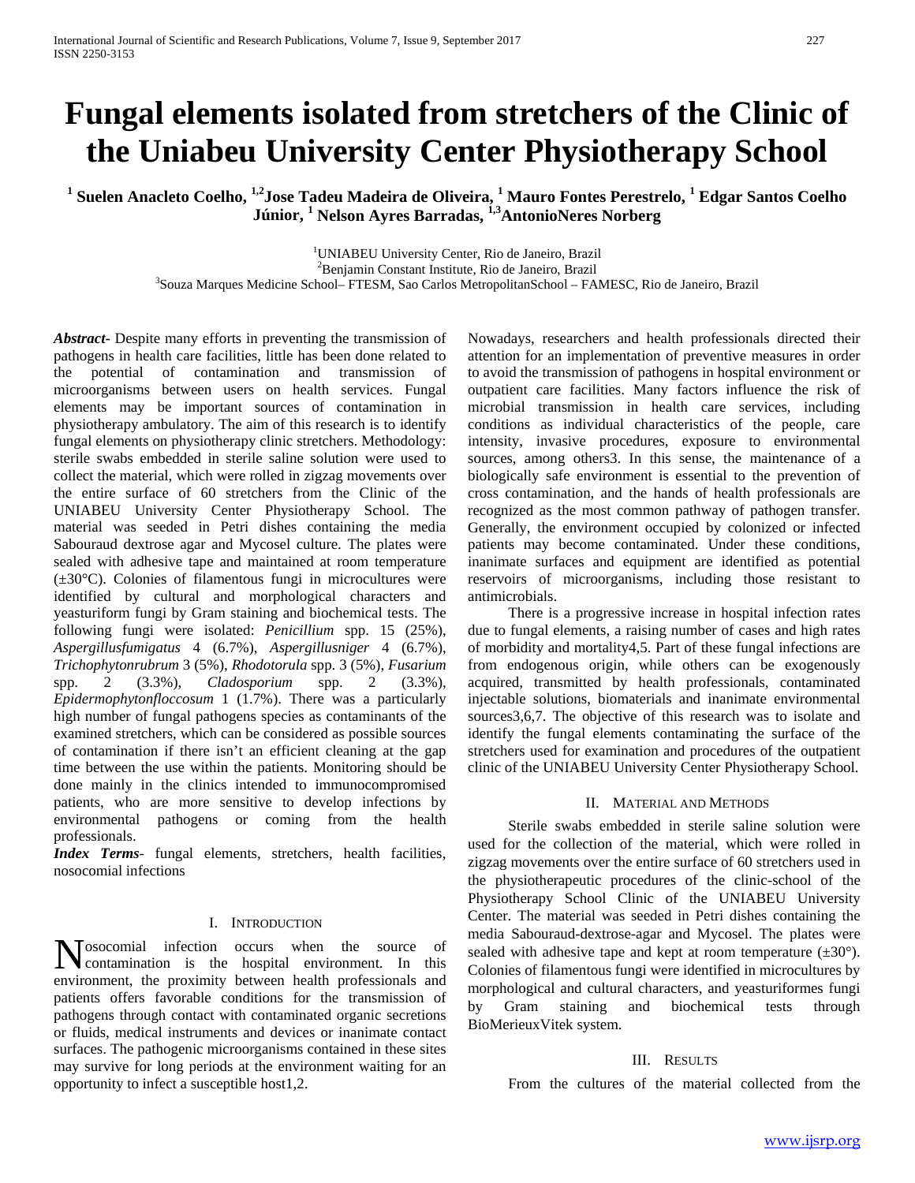# Fungal elements isolated from stretchers of the Clinic of the Uniabeu University Center Physiotherapy School

**[1] Suelen Anacleto Coelho, [1,2]Jose Tadeu Madeira de Oliveira, [1] Mauro Fontes Perestrelo, [1] Edgar Santos Coelho Júnior, [1] Nelson Ayres Barradas, [1,3]AntonioNeres Norberg**

[1]UNIABEU University Center, Rio de Janeiro, Brazil
[2]Benjamin Constant Institute, Rio de Janeiro, Brazil
[3]Souza Marques Medicine School– FTESM, Sao Carlos MetropolitanSchool – FAMESC, Rio de Janeiro, Brazil

***Abstract***- Despite many efforts in preventing the transmission of pathogens in health care facilities, little has been done related to the potential of contamination and transmission of microorganisms between users on health services. Fungal elements may be important sources of contamination in physiotherapy ambulatory. The aim of this research is to identify fungal elements on physiotherapy clinic stretchers. Methodology: sterile swabs embedded in sterile saline solution were used to collect the material, which were rolled in zigzag movements over the entire surface of 60 stretchers from the Clinic of the UNIABEU University Center Physiotherapy School. The material was seeded in Petri dishes containing the media Sabouraud dextrose agar and Mycosel culture. The plates were sealed with adhesive tape and maintained at room temperature (±30°C). Colonies of filamentous fungi in microcultures were identified by cultural and morphological characters and yeasturiform fungi by Gram staining and biochemical tests. The following fungi were isolated: *Penicillium* spp. 15 (25%), *Aspergillusfumigatus* 4 (6.7%), *Aspergillusniger* 4 (6.7%), *Trichophytonrubrum* 3 (5%), *Rhodotorula* spp. 3 (5%), *Fusarium* spp. 2 (3.3%), *Cladosporium* spp. 2 (3.3%), *Epidermophytonfloccosum* 1 (1.7%). There was a particularly high number of fungal pathogens species as contaminants of the examined stretchers, which can be considered as possible sources of contamination if there isn't an efficient cleaning at the gap time between the use within the patients. Monitoring should be done mainly in the clinics intended to immunocompromised patients, who are more sensitive to develop infections by environmental pathogens or coming from the health professionals.

***Index Terms***- fungal elements, stretchers, health facilities, nosocomial infections

## I. Introduction

Nosocomial infection occurs when the source of contamination is the hospital environment. In this environment, the proximity between health professionals and patients offers favorable conditions for the transmission of pathogens through contact with contaminated organic secretions or fluids, medical instruments and devices or inanimate contact surfaces. The pathogenic microorganisms contained in these sites may survive for long periods at the environment waiting for an opportunity to infect a susceptible host1,2.

Nowadays, researchers and health professionals directed their attention for an implementation of preventive measures in order to avoid the transmission of pathogens in hospital environment or outpatient care facilities. Many factors influence the risk of microbial transmission in health care services, including conditions as individual characteristics of the people, care intensity, invasive procedures, exposure to environmental sources, among others3. In this sense, the maintenance of a biologically safe environment is essential to the prevention of cross contamination, and the hands of health professionals are recognized as the most common pathway of pathogen transfer. Generally, the environment occupied by colonized or infected patients may become contaminated. Under these conditions, inanimate surfaces and equipment are identified as potential reservoirs of microorganisms, including those resistant to antimicrobials.

There is a progressive increase in hospital infection rates due to fungal elements, a raising number of cases and high rates of morbidity and mortality4,5. Part of these fungal infections are from endogenous origin, while others can be exogenously acquired, transmitted by health professionals, contaminated injectable solutions, biomaterials and inanimate environmental sources3,6,7. The objective of this research was to isolate and identify the fungal elements contaminating the surface of the stretchers used for examination and procedures of the outpatient clinic of the UNIABEU University Center Physiotherapy School.

## II. Material and Methods

Sterile swabs embedded in sterile saline solution were used for the collection of the material, which were rolled in zigzag movements over the entire surface of 60 stretchers used in the physiotherapeutic procedures of the clinic-school of the Physiotherapy School Clinic of the UNIABEU University Center. The material was seeded in Petri dishes containing the media Sabouraud-dextrose-agar and Mycosel. The plates were sealed with adhesive tape and kept at room temperature (±30°). Colonies of filamentous fungi were identified in microcultures by morphological and cultural characters, and yeasturiformes fungi by Gram staining and biochemical tests through BioMerieuxVitek system.

## III. Results

From the cultures of the material collected from the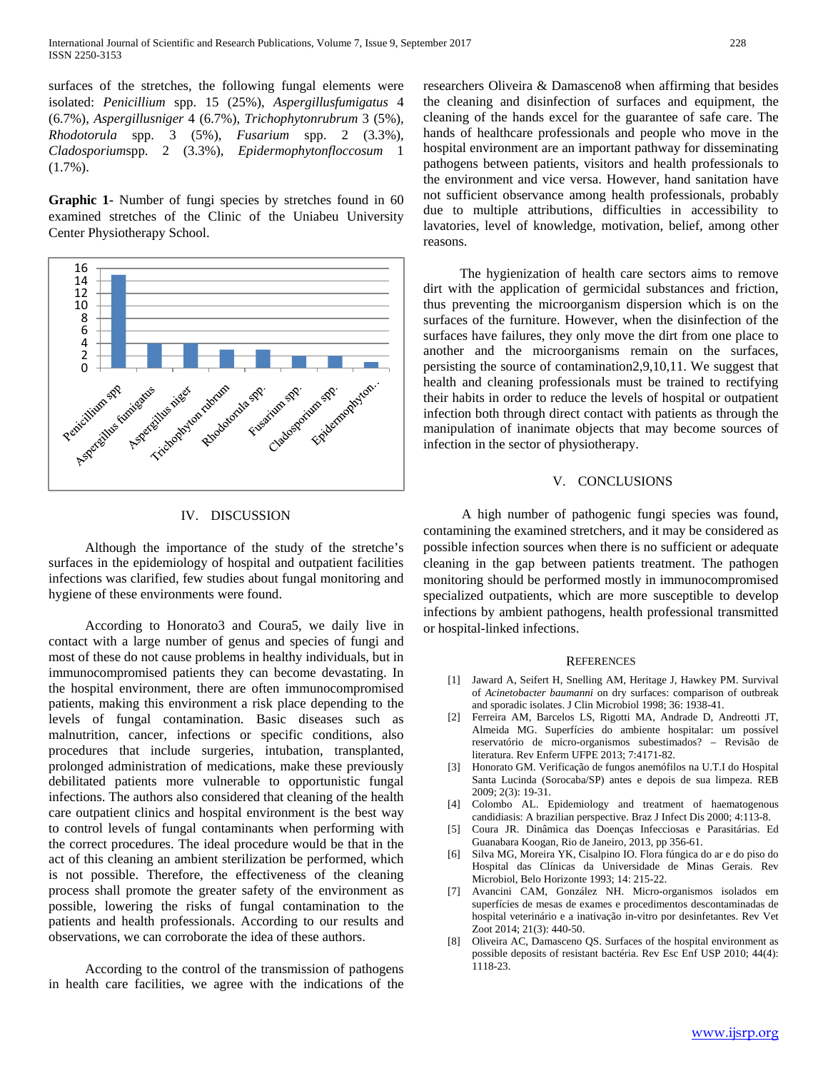surfaces of the stretches, the following fungal elements were isolated: *Penicillium* spp. 15 (25%), *Aspergillusfumigatus* 4 (6.7%), *Aspergillusniger* 4 (6.7%), *Trichophytonrubrum* 3 (5%), *Rhodotorula* spp. 3 (5%), *Fusarium* spp. 2 (3.3%), *Cladosporium*spp. 2 (3.3%), *Epidermophytonfloccosum* 1 (1.7%).

**Graphic 1-** Number of fungi species by stretches found in 60 examined stretches of the Clinic of the Uniabeu University Center Physiotherapy School.

| Species | Number |
|---|---|
| Penicillium spp | 15 |
| Aspergillus fumigatus | 4 |
| Aspergillus niger | 4 |
| Trichophyton rubrum | 3 |
| Rhodotorula spp. | 3 |
| Fusarium spp. | 2 |
| Cladosporium spp. | 2 |
| Epidermophyton... | 1 |

## IV. DISCUSSION

Although the importance of the study of the stretche's surfaces in the epidemiology of hospital and outpatient facilities infections was clarified, few studies about fungal monitoring and hygiene of these environments were found.

According to Honorato3 and Coura5, we daily live in contact with a large number of genus and species of fungi and most of these do not cause problems in healthy individuals, but in immunocompromised patients they can become devastating. In the hospital environment, there are often immunocompromised patients, making this environment a risk place depending to the levels of fungal contamination. Basic diseases such as malnutrition, cancer, infections or specific conditions, also procedures that include surgeries, intubation, transplanted, prolonged administration of medications, make these previously debilitated patients more vulnerable to opportunistic fungal infections. The authors also considered that cleaning of the health care outpatient clinics and hospital environment is the best way to control levels of fungal contaminants when performing with the correct procedures. The ideal procedure would be that in the act of this cleaning an ambient sterilization be performed, which is not possible. Therefore, the effectiveness of the cleaning process shall promote the greater safety of the environment as possible, lowering the risks of fungal contamination to the patients and health professionals. According to our results and observations, we can corroborate the idea of these authors.

According to the control of the transmission of pathogens in health care facilities, we agree with the indications of the researchers Oliveira & Damasceno8 when affirming that besides the cleaning and disinfection of surfaces and equipment, the cleaning of the hands excel for the guarantee of safe care. The hands of healthcare professionals and people who move in the hospital environment are an important pathway for disseminating pathogens between patients, visitors and health professionals to the environment and vice versa. However, hand sanitation have not sufficient observance among health professionals, probably due to multiple attributions, difficulties in accessibility to lavatories, level of knowledge, motivation, belief, among other reasons.

The hygienization of health care sectors aims to remove dirt with the application of germicidal substances and friction, thus preventing the microorganism dispersion which is on the surfaces of the furniture. However, when the disinfection of the surfaces have failures, they only move the dirt from one place to another and the microorganisms remain on the surfaces, persisting the source of contamination2,9,10,11. We suggest that health and cleaning professionals must be trained to rectifying their habits in order to reduce the levels of hospital or outpatient infection both through direct contact with patients as through the manipulation of inanimate objects that may become sources of infection in the sector of physiotherapy.

## V. CONCLUSIONS

A high number of pathogenic fungi species was found, contamining the examined stretchers, and it may be considered as possible infection sources when there is no sufficient or adequate cleaning in the gap between patients treatment. The pathogen monitoring should be performed mostly in immunocompromised specialized outpatients, which are more susceptible to develop infections by ambient pathogens, health professional transmitted or hospital-linked infections.

## REFERENCES

[1] Jaward A, Seifert H, Snelling AM, Heritage J, Hawkey PM. Survival of *Acinetobacter baumanni* on dry surfaces: comparison of outbreak and sporadic isolates. J Clin Microbiol 1998; 36: 1938-41.

[2] Ferreira AM, Barcelos LS, Rigotti MA, Andrade D, Andreotti JT, Almeida MG. Superfícies do ambiente hospitalar: um possível reservatório de micro-organismos subestimados? – Revisão de literatura. Rev Enferm UFPE 2013; 7:4171-82.

[3] Honorato GM. Verificação de fungos anemófilos na U.T.I do Hospital Santa Lucinda (Sorocaba/SP) antes e depois de sua limpeza. REB 2009; 2(3): 19-31.

[4] Colombo AL. Epidemiology and treatment of haematogenous candidiasis: A brazilian perspective. Braz J Infect Dis 2000; 4:113-8.

[5] Coura JR. Dinâmica das Doenças Infecciosas e Parasitárias. Ed Guanabara Koogan, Rio de Janeiro, 2013, pp 356-61.

[6] Silva MG, Moreira YK, Cisalpino IO. Flora fúngica do ar e do piso do Hospital das Clínicas da Universidade de Minas Gerais. Rev Microbiol, Belo Horizonte 1993; 14: 215-22.

[7] Avancini CAM, González NH. Micro-organismos isolados em superfícies de mesas de exames e procedimentos descontaminadas de hospital veterinário e a inativação in-vitro por desinfetantes. Rev Vet Zoot 2014; 21(3): 440-50.

[8] Oliveira AC, Damasceno QS. Surfaces of the hospital environment as possible deposits of resistant bactéria. Rev Esc Enf USP 2010; 44(4): 1118-23.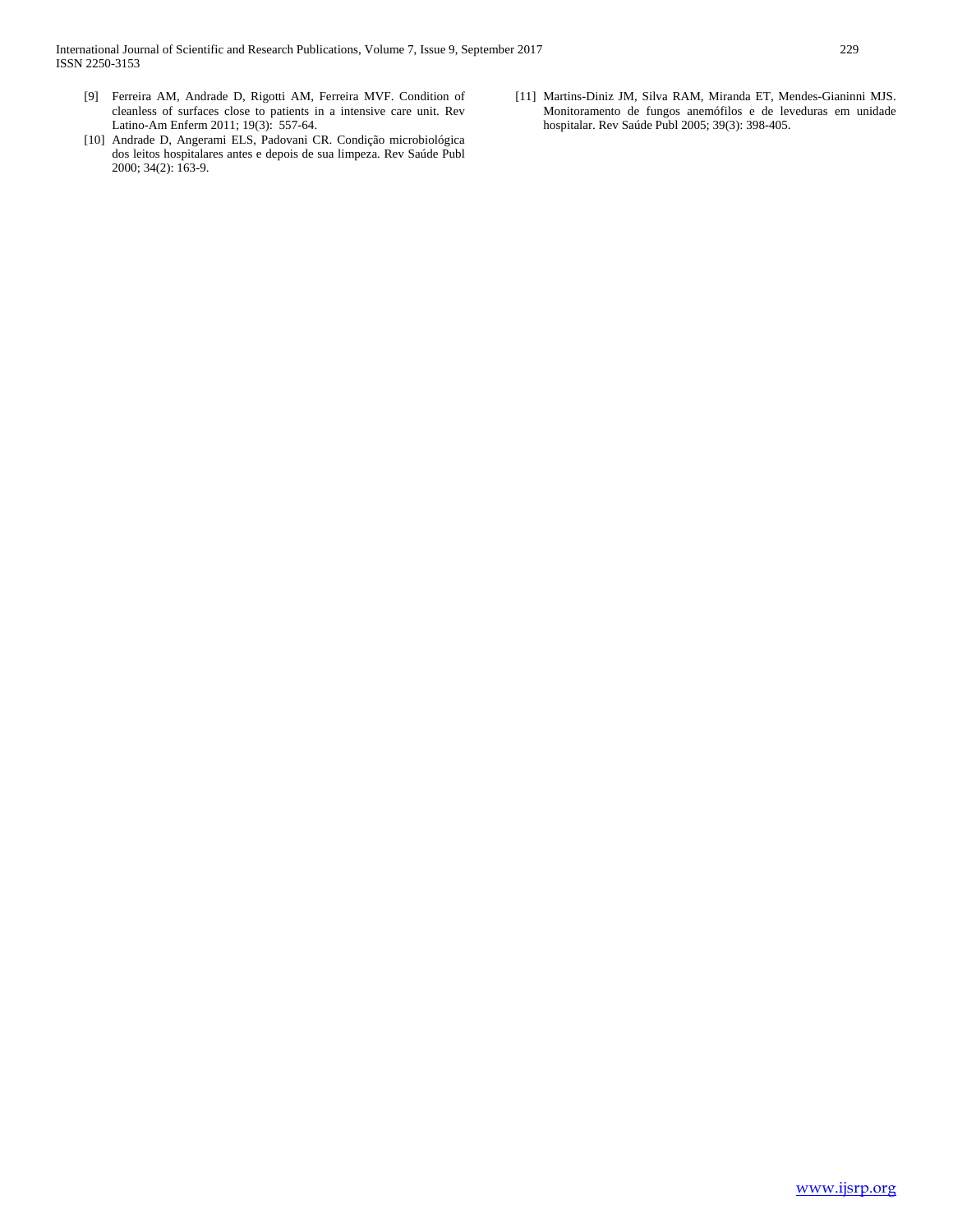[9] Ferreira AM, Andrade D, Rigotti AM, Ferreira MVF. Condition of cleanless of surfaces close to patients in a intensive care unit. Rev Latino-Am Enferm 2011; 19(3): 557-64.

[10] Andrade D, Angerami ELS, Padovani CR. Condição microbiológica dos leitos hospitalares antes e depois de sua limpeza. Rev Saúde Publ 2000; 34(2): 163-9.

[11] Martins-Diniz JM, Silva RAM, Miranda ET, Mendes-Gianinni MJS. Monitoramento de fungos anemófilos e de leveduras em unidade hospitalar. Rev Saúde Publ 2005; 39(3): 398-405.